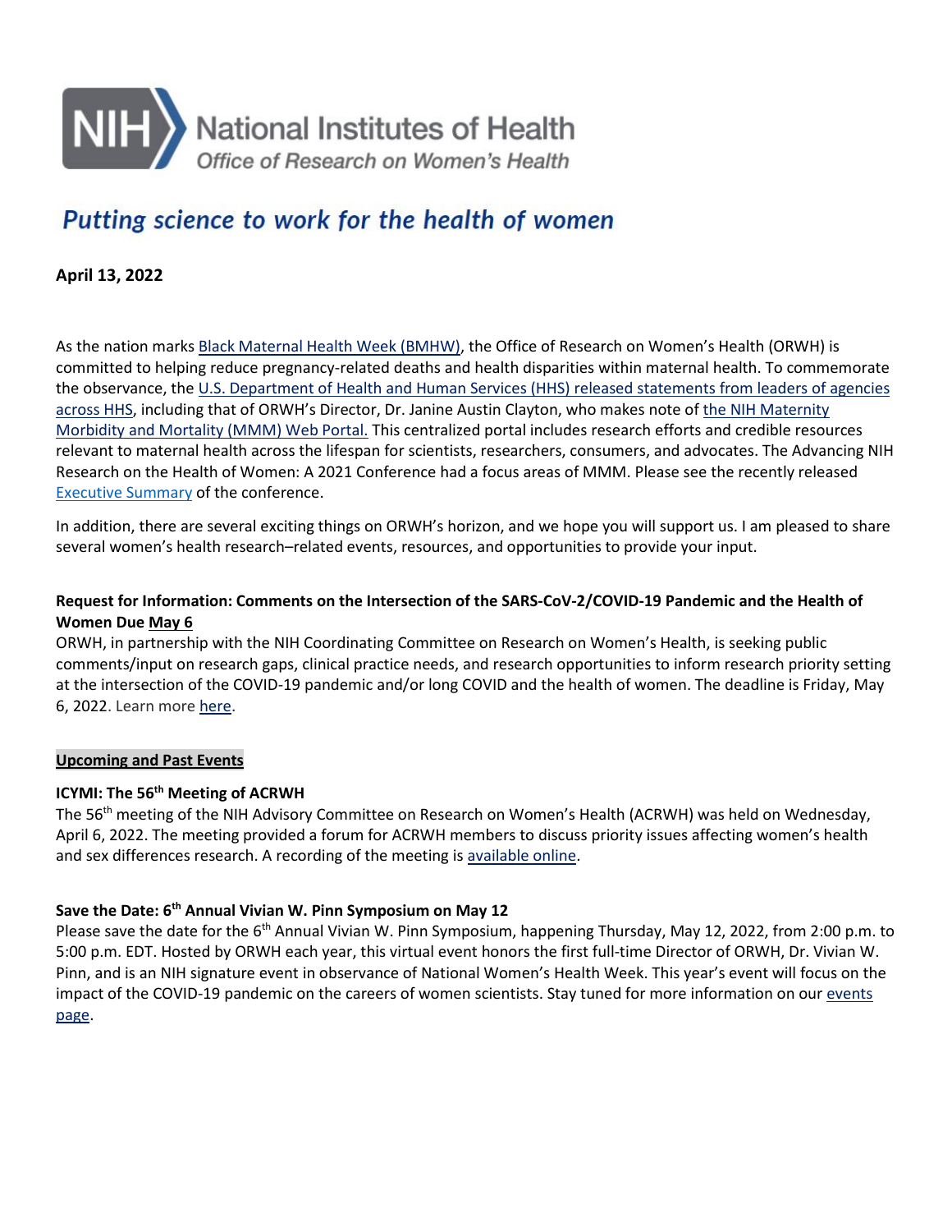National Institutes of Health
*Office of Research on Women's Health*

## *Putting science to work for the health of women*

**April 13, 2022**

As the nation marks Black Maternal Health Week (BMHW), the Office of Research on Women's Health (ORWH) is committed to helping reduce pregnancy-related deaths and health disparities within maternal health. To commemorate the observance, the U.S. Department of Health and Human Services (HHS) released statements from leaders of agencies across HHS, including that of ORWH's Director, Dr. Janine Austin Clayton, who makes note of the NIH Maternity Morbidity and Mortality (MMM) Web Portal. This centralized portal includes research efforts and credible resources relevant to maternal health across the lifespan for scientists, researchers, consumers, and advocates. The Advancing NIH Research on the Health of Women: A 2021 Conference had a focus areas of MMM. Please see the recently released Executive Summary of the conference.

In addition, there are several exciting things on ORWH's horizon, and we hope you will support us. I am pleased to share several women's health research–related events, resources, and opportunities to provide your input.

**Request for Information: Comments on the Intersection of the SARS-CoV-2/COVID-19 Pandemic and the Health of Women Due May 6**

ORWH, in partnership with the NIH Coordinating Committee on Research on Women's Health, is seeking public comments/input on research gaps, clinical practice needs, and research opportunities to inform research priority setting at the intersection of the COVID-19 pandemic and/or long COVID and the health of women. The deadline is Friday, May 6, 2022. Learn more here.

**Upcoming and Past Events**

**ICYMI: The 56th Meeting of ACRWH**

The 56th meeting of the NIH Advisory Committee on Research on Women's Health (ACRWH) was held on Wednesday, April 6, 2022. The meeting provided a forum for ACRWH members to discuss priority issues affecting women's health and sex differences research. A recording of the meeting is available online.

**Save the Date: 6th Annual Vivian W. Pinn Symposium on May 12**

Please save the date for the 6th Annual Vivian W. Pinn Symposium, happening Thursday, May 12, 2022, from 2:00 p.m. to 5:00 p.m. EDT. Hosted by ORWH each year, this virtual event honors the first full-time Director of ORWH, Dr. Vivian W. Pinn, and is an NIH signature event in observance of National Women's Health Week. This year's event will focus on the impact of the COVID-19 pandemic on the careers of women scientists. Stay tuned for more information on our events page.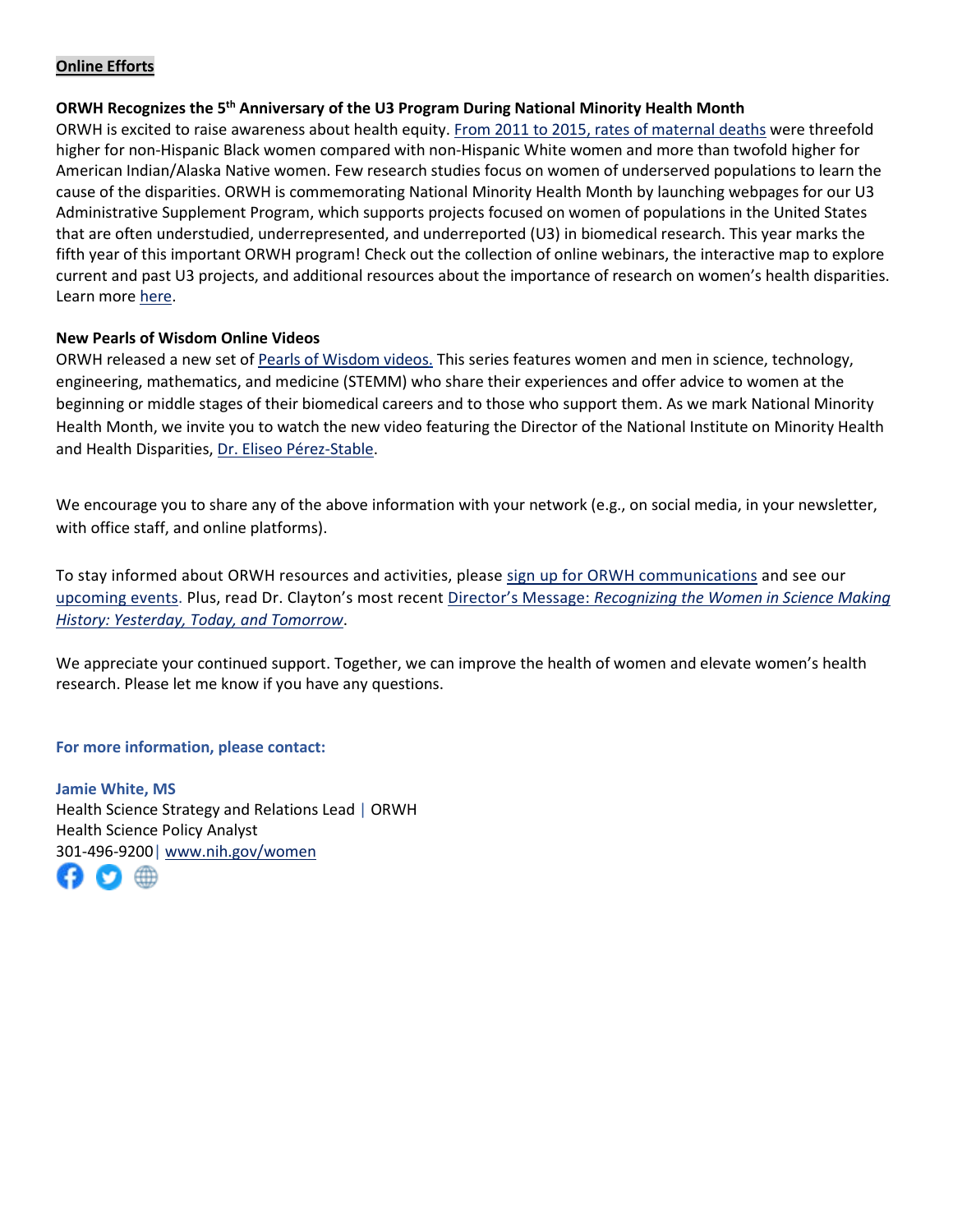**Online Efforts**

**ORWH Recognizes the 5th Anniversary of the U3 Program During National Minority Health Month**

ORWH is excited to raise awareness about health equity. From 2011 to 2015, rates of maternal deaths were threefold higher for non-Hispanic Black women compared with non-Hispanic White women and more than twofold higher for American Indian/Alaska Native women. Few research studies focus on women of underserved populations to learn the cause of the disparities. ORWH is commemorating National Minority Health Month by launching webpages for our U3 Administrative Supplement Program, which supports projects focused on women of populations in the United States that are often understudied, underrepresented, and underreported (U3) in biomedical research. This year marks the fifth year of this important ORWH program! Check out the collection of online webinars, the interactive map to explore current and past U3 projects, and additional resources about the importance of research on women's health disparities. Learn more here.

**New Pearls of Wisdom Online Videos**

ORWH released a new set of Pearls of Wisdom videos. This series features women and men in science, technology, engineering, mathematics, and medicine (STEMM) who share their experiences and offer advice to women at the beginning or middle stages of their biomedical careers and to those who support them. As we mark National Minority Health Month, we invite you to watch the new video featuring the Director of the National Institute on Minority Health and Health Disparities, Dr. Eliseo Pérez-Stable.

We encourage you to share any of the above information with your network (e.g., on social media, in your newsletter, with office staff, and online platforms).

To stay informed about ORWH resources and activities, please sign up for ORWH communications and see our upcoming events. Plus, read Dr. Clayton's most recent Director's Message: *Recognizing the Women in Science Making History: Yesterday, Today, and Tomorrow*.

We appreciate your continued support. Together, we can improve the health of women and elevate women's health research. Please let me know if you have any questions.

**For more information, please contact:**

**Jamie White, MS**
Health Science Strategy and Relations Lead | ORWH
Health Science Policy Analyst
301-496-9200| www.nih.gov/women